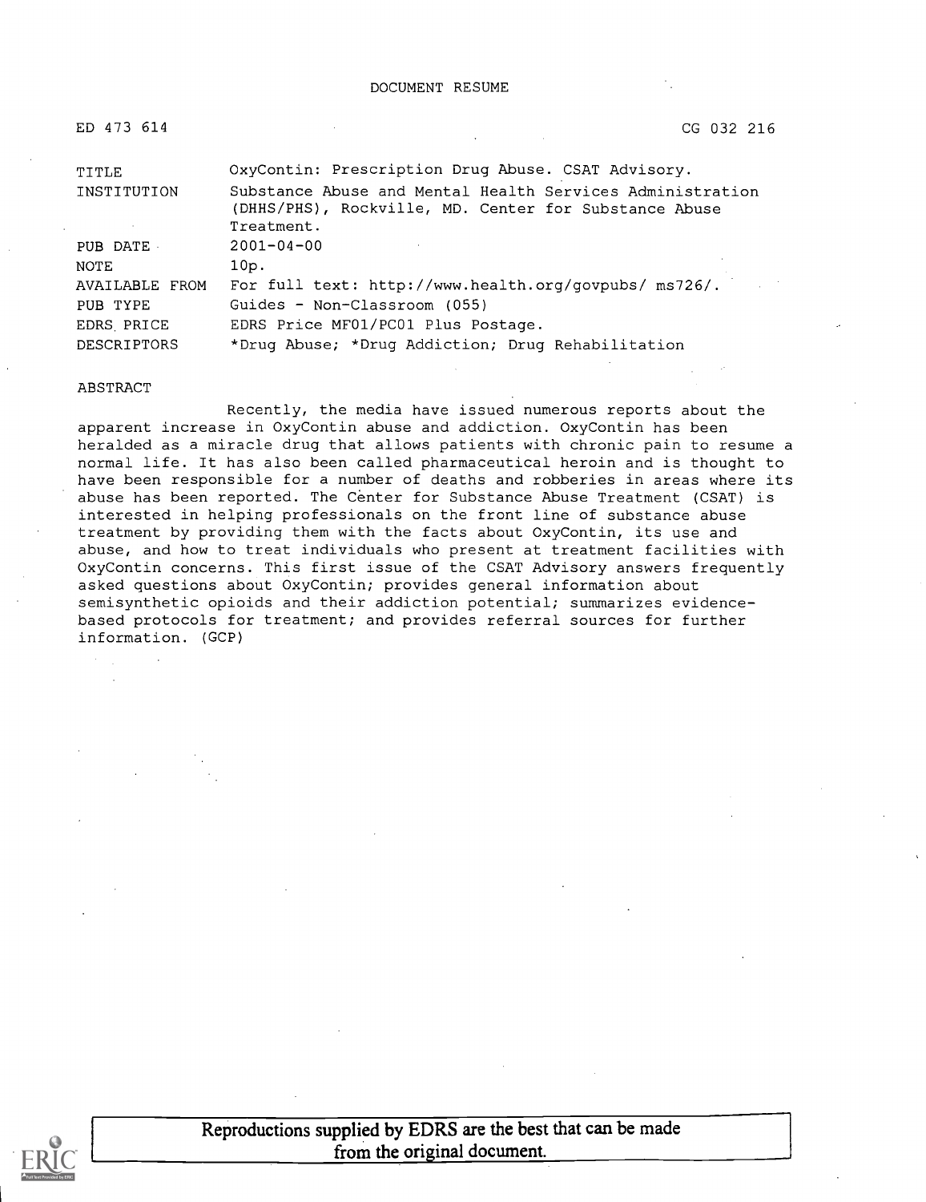DOCUMENT RESUME

ED 473 614 CG 032 216

| | |
|---|---|
| TITLE | OxyContin: Prescription Drug Abuse. CSAT Advisory. |
| INSTITUTION | Substance Abuse and Mental Health Services Administration (DHHS/PHS), Rockville, MD. Center for Substance Abuse Treatment. |
| PUB DATE | 2001-04-00 |
| NOTE | 10p. |
| AVAILABLE FROM | For full text: http://www.health.org/govpubs/ ms726/. |
| PUB TYPE | Guides - Non-Classroom (055) |
| EDRS PRICE | EDRS Price MF01/PC01 Plus Postage. |
| DESCRIPTORS | *Drug Abuse; *Drug Addiction; Drug Rehabilitation |

ABSTRACT

Recently, the media have issued numerous reports about the apparent increase in OxyContin abuse and addiction. OxyContin has been heralded as a miracle drug that allows patients with chronic pain to resume a normal life. It has also been called pharmaceutical heroin and is thought to have been responsible for a number of deaths and robberies in areas where its abuse has been reported. The Center for Substance Abuse Treatment (CSAT) is interested in helping professionals on the front line of substance abuse treatment by providing them with the facts about OxyContin, its use and abuse, and how to treat individuals who present at treatment facilities with OxyContin concerns. This first issue of the CSAT Advisory answers frequently asked questions about OxyContin; provides general information about semisynthetic opioids and their addiction potential; summarizes evidence-based protocols for treatment; and provides referral sources for further information. (GCP)

Reproductions supplied by EDRS are the best that can be made from the original document.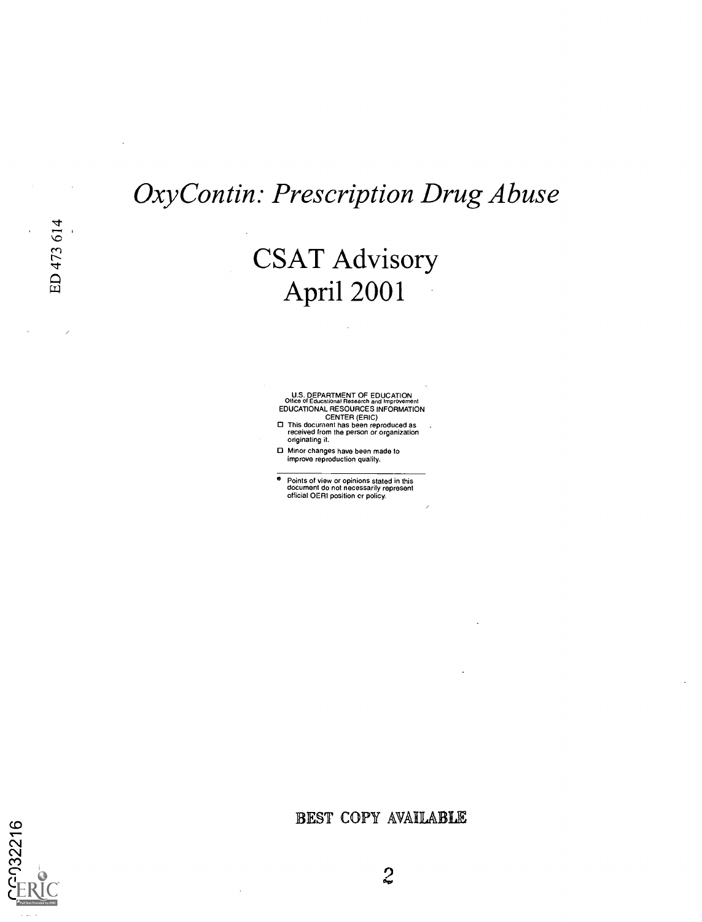ED 473 614

# *OxyContin: Prescription Drug Abuse*

## CSAT Advisory
## April 2001

U.S. DEPARTMENT OF EDUCATION
Office of Educational Research and Improvement
EDUCATIONAL RESOURCES INFORMATION CENTER (ERIC)

- ☐ This document has been reproduced as received from the person or organization originating it.
- ☐ Minor changes have been made to improve reproduction quality.

- Points of view or opinions stated in this document do not necessarily represent official OERI position or policy.

BEST COPY AVAILABLE

CG032216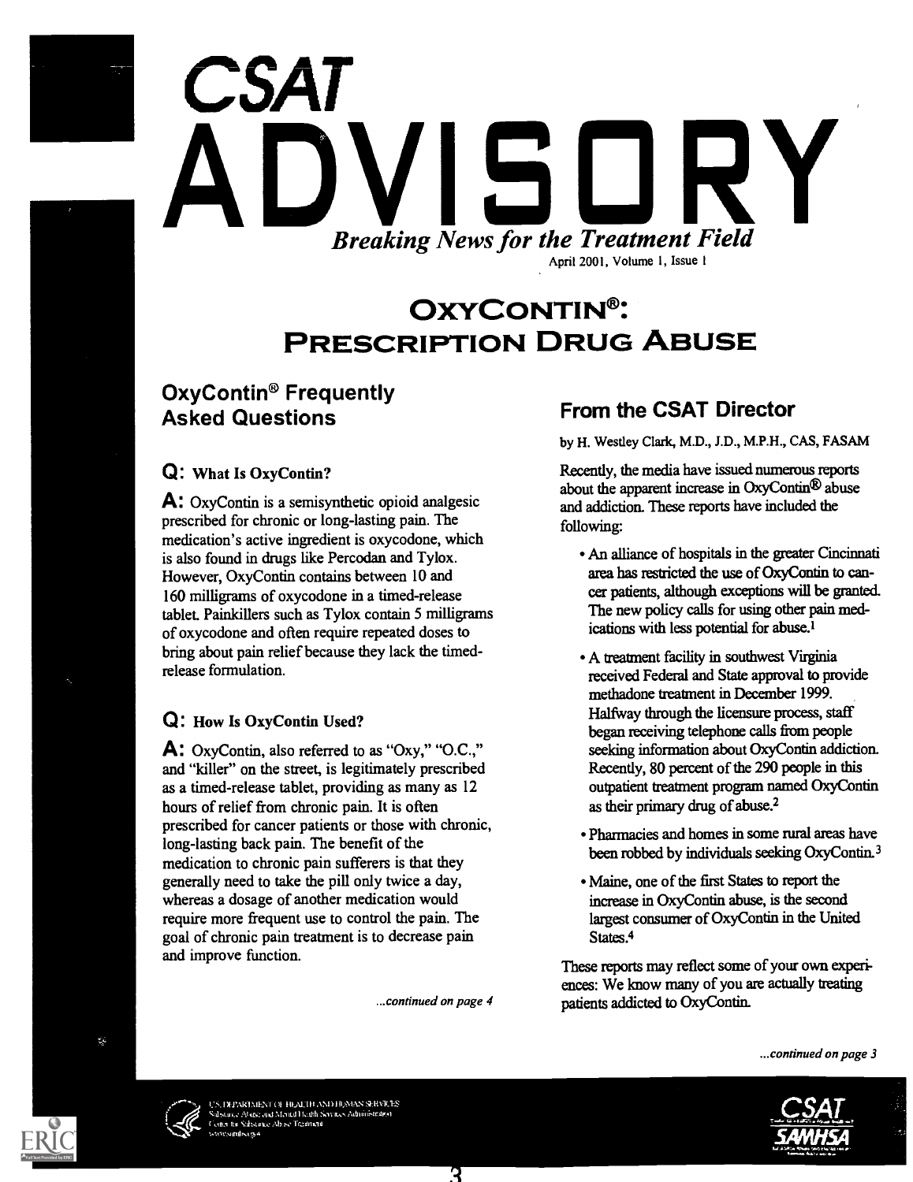# CSAT ADVISORY

*Breaking News for the Treatment Field*

April 2001, Volume 1, Issue 1

# OxyContin®: Prescription Drug Abuse

## OxyContin® Frequently Asked Questions

### Q: What Is OxyContin?

**A:** OxyContin is a semisynthetic opioid analgesic prescribed for chronic or long-lasting pain. The medication's active ingredient is oxycodone, which is also found in drugs like Percodan and Tylox. However, OxyContin contains between 10 and 160 milligrams of oxycodone in a timed-release tablet. Painkillers such as Tylox contain 5 milligrams of oxycodone and often require repeated doses to bring about pain relief because they lack the timed-release formulation.

### Q: How Is OxyContin Used?

**A:** OxyContin, also referred to as "Oxy," "O.C.," and "killer" on the street, is legitimately prescribed as a timed-release tablet, providing as many as 12 hours of relief from chronic pain. It is often prescribed for cancer patients or those with chronic, long-lasting back pain. The benefit of the medication to chronic pain sufferers is that they generally need to take the pill only twice a day, whereas a dosage of another medication would require more frequent use to control the pain. The goal of chronic pain treatment is to decrease pain and improve function.

*...continued on page 4*

## From the CSAT Director

by H. Westley Clark, M.D., J.D., M.P.H., CAS, FASAM

Recently, the media have issued numerous reports about the apparent increase in OxyContin® abuse and addiction. These reports have included the following:

- An alliance of hospitals in the greater Cincinnati area has restricted the use of OxyContin to cancer patients, although exceptions will be granted. The new policy calls for using other pain medications with less potential for abuse.[1]
- A treatment facility in southwest Virginia received Federal and State approval to provide methadone treatment in December 1999. Halfway through the licensure process, staff began receiving telephone calls from people seeking information about OxyContin addiction. Recently, 80 percent of the 290 people in this outpatient treatment program named OxyContin as their primary drug of abuse.[2]
- Pharmacies and homes in some rural areas have been robbed by individuals seeking OxyContin.[3]
- Maine, one of the first States to report the increase in OxyContin abuse, is the second largest consumer of OxyContin in the United States.[4]

These reports may reflect some of your own experiences: We know many of you are actually treating patients addicted to OxyContin.

*...continued on page 3*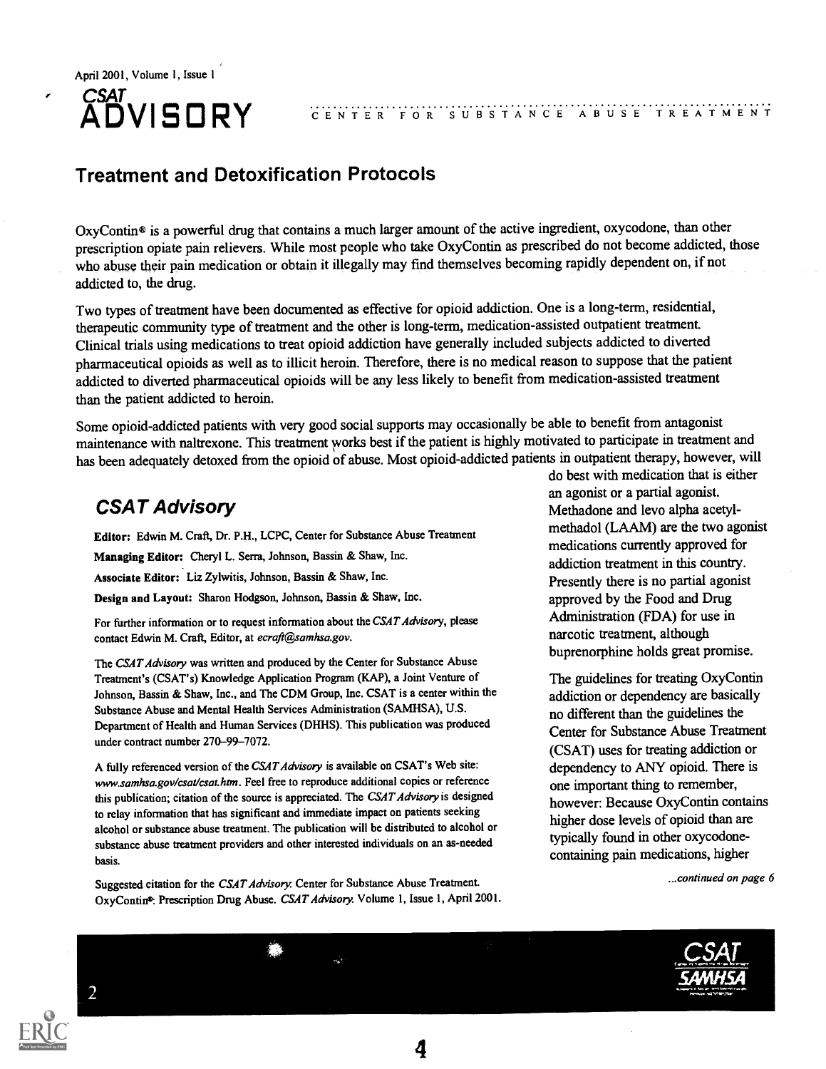## Treatment and Detoxification Protocols

OxyContin® is a powerful drug that contains a much larger amount of the active ingredient, oxycodone, than other prescription opiate pain relievers. While most people who take OxyContin as prescribed do not become addicted, those who abuse their pain medication or obtain it illegally may find themselves becoming rapidly dependent on, if not addicted to, the drug.

Two types of treatment have been documented as effective for opioid addiction. One is a long-term, residential, therapeutic community type of treatment and the other is long-term, medication-assisted outpatient treatment. Clinical trials using medications to treat opioid addiction have generally included subjects addicted to diverted pharmaceutical opioids as well as to illicit heroin. Therefore, there is no medical reason to suppose that the patient addicted to diverted pharmaceutical opioids will be any less likely to benefit from medication-assisted treatment than the patient addicted to heroin.

Some opioid-addicted patients with very good social supports may occasionally be able to benefit from antagonist maintenance with naltrexone. This treatment works best if the patient is highly motivated to participate in treatment and has been adequately detoxed from the opioid of abuse. Most opioid-addicted patients in outpatient therapy, however, will do best with medication that is either an agonist or a partial agonist. Methadone and levo alpha acetyl-methadol (LAAM) are the two agonist medications currently approved for addiction treatment in this country. Presently there is no partial agonist approved by the Food and Drug Administration (FDA) for use in narcotic treatment, although buprenorphine holds great promise.

The guidelines for treating OxyContin addiction or dependency are basically no different than the guidelines the Center for Substance Abuse Treatment (CSAT) uses for treating addiction or dependency to ANY opioid. There is one important thing to remember, however: Because OxyContin contains higher dose levels of opioid than are typically found in other oxycodone-containing pain medications, higher

...continued on page 6

## CSAT Advisory

**Editor:** Edwin M. Craft, Dr. P.H., LCPC, Center for Substance Abuse Treatment

**Managing Editor:** Cheryl L. Serra, Johnson, Bassin & Shaw, Inc.

**Associate Editor:** Liz Zylwitis, Johnson, Bassin & Shaw, Inc.

**Design and Layout:** Sharon Hodgson, Johnson, Bassin & Shaw, Inc.

For further information or to request information about the *CSAT Advisory*, please contact Edwin M. Craft, Editor, at *ecraft@samhsa.gov*.

The *CSAT Advisory* was written and produced by the Center for Substance Abuse Treatment's (CSAT's) Knowledge Application Program (KAP), a Joint Venture of Johnson, Bassin & Shaw, Inc., and The CDM Group, Inc. CSAT is a center within the Substance Abuse and Mental Health Services Administration (SAMHSA), U.S. Department of Health and Human Services (DHHS). This publication was produced under contract number 270-99-7072.

A fully referenced version of the *CSAT Advisory* is available on CSAT's Web site: *www.samhsa.gov/csat/csat.htm*. Feel free to reproduce additional copies or reference this publication; citation of the source is appreciated. The *CSAT Advisory* is designed to relay information that has significant and immediate impact on patients seeking alcohol or substance abuse treatment. The publication will be distributed to alcohol or substance abuse treatment providers and other interested individuals on an as-needed basis.

Suggested citation for the *CSAT Advisory*: Center for Substance Abuse Treatment. OxyContin®: Prescription Drug Abuse. *CSAT Advisory*. Volume 1, Issue 1, April 2001.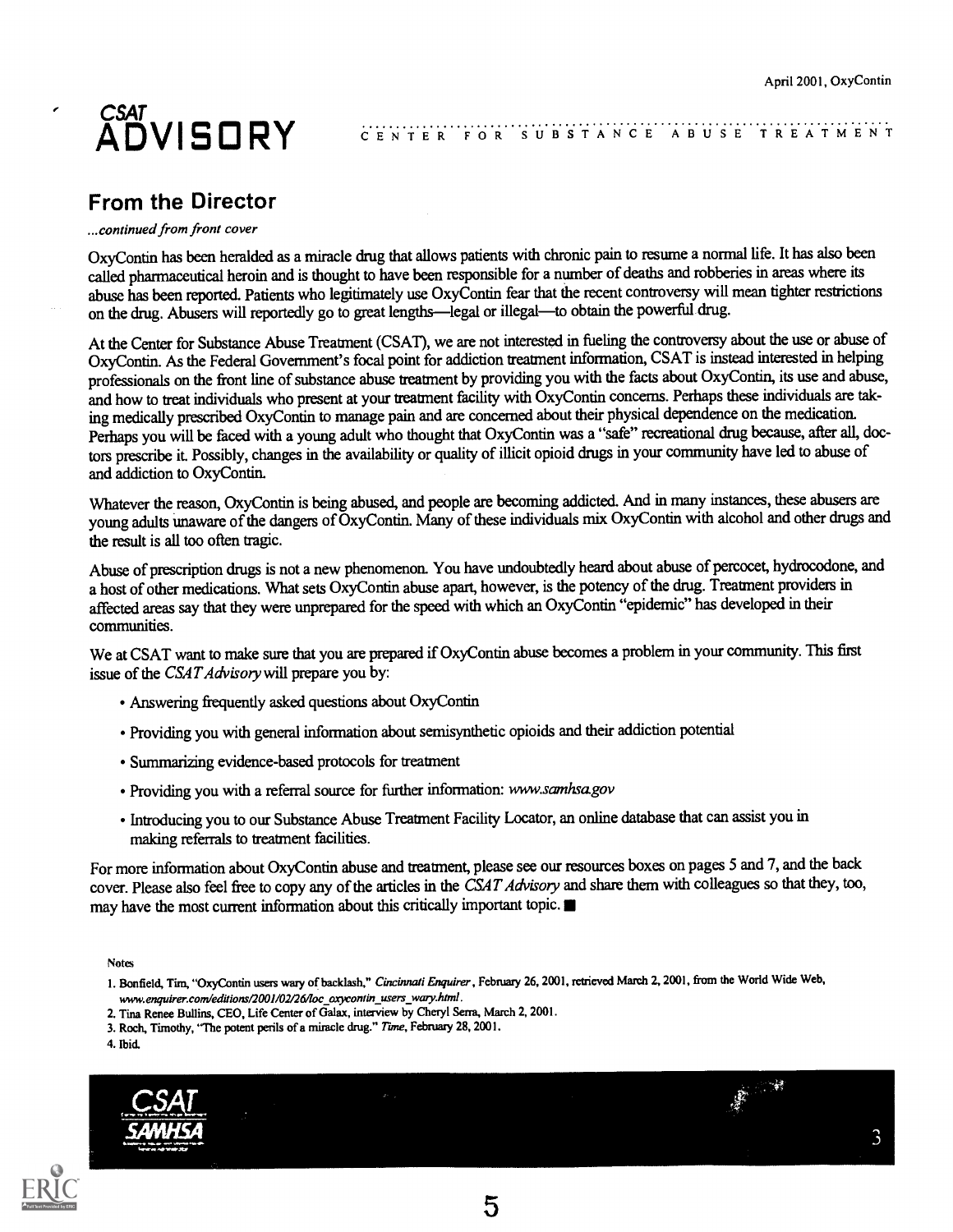## From the Director

*...continued from front cover*

OxyContin has been heralded as a miracle drug that allows patients with chronic pain to resume a normal life. It has also been called pharmaceutical heroin and is thought to have been responsible for a number of deaths and robberies in areas where its abuse has been reported. Patients who legitimately use OxyContin fear that the recent controversy will mean tighter restrictions on the drug. Abusers will reportedly go to great lengths—legal or illegal—to obtain the powerful drug.

At the Center for Substance Abuse Treatment (CSAT), we are not interested in fueling the controversy about the use or abuse of OxyContin. As the Federal Government's focal point for addiction treatment information, CSAT is instead interested in helping professionals on the front line of substance abuse treatment by providing you with the facts about OxyContin, its use and abuse, and how to treat individuals who present at your treatment facility with OxyContin concerns. Perhaps these individuals are taking medically prescribed OxyContin to manage pain and are concerned about their physical dependence on the medication. Perhaps you will be faced with a young adult who thought that OxyContin was a "safe" recreational drug because, after all, doctors prescribe it. Possibly, changes in the availability or quality of illicit opioid drugs in your community have led to abuse of and addiction to OxyContin.

Whatever the reason, OxyContin is being abused, and people are becoming addicted. And in many instances, these abusers are young adults unaware of the dangers of OxyContin. Many of these individuals mix OxyContin with alcohol and other drugs and the result is all too often tragic.

Abuse of prescription drugs is not a new phenomenon. You have undoubtedly heard about abuse of percocet, hydrocodone, and a host of other medications. What sets OxyContin abuse apart, however, is the potency of the drug. Treatment providers in affected areas say that they were unprepared for the speed with which an OxyContin "epidemic" has developed in their communities.

We at CSAT want to make sure that you are prepared if OxyContin abuse becomes a problem in your community. This first issue of the *CSAT Advisory* will prepare you by:

- Answering frequently asked questions about OxyContin
- Providing you with general information about semisynthetic opioids and their addiction potential
- Summarizing evidence-based protocols for treatment
- Providing you with a referral source for further information: *www.samhsa.gov*
- Introducing you to our Substance Abuse Treatment Facility Locator, an online database that can assist you in making referrals to treatment facilities.

For more information about OxyContin abuse and treatment, please see our resources boxes on pages 5 and 7, and the back cover. Please also feel free to copy any of the articles in the *CSAT Advisory* and share them with colleagues so that they, too, may have the most current information about this critically important topic. ■

Notes

1. Bonfield, Tim, "OxyContin users wary of backlash," *Cincinnati Enquirer*, February 26, 2001, retrieved March 2, 2001, from the World Wide Web, *www.enquirer.com/editions/2001/02/26/loc_oxycontin_users_wary.html*.
2. Tina Renee Bullins, CEO, Life Center of Galax, interview by Cheryl Serra, March 2, 2001.
3. Roch, Timothy, "The potent perils of a miracle drug." *Time*, February 28, 2001.
4. Ibid.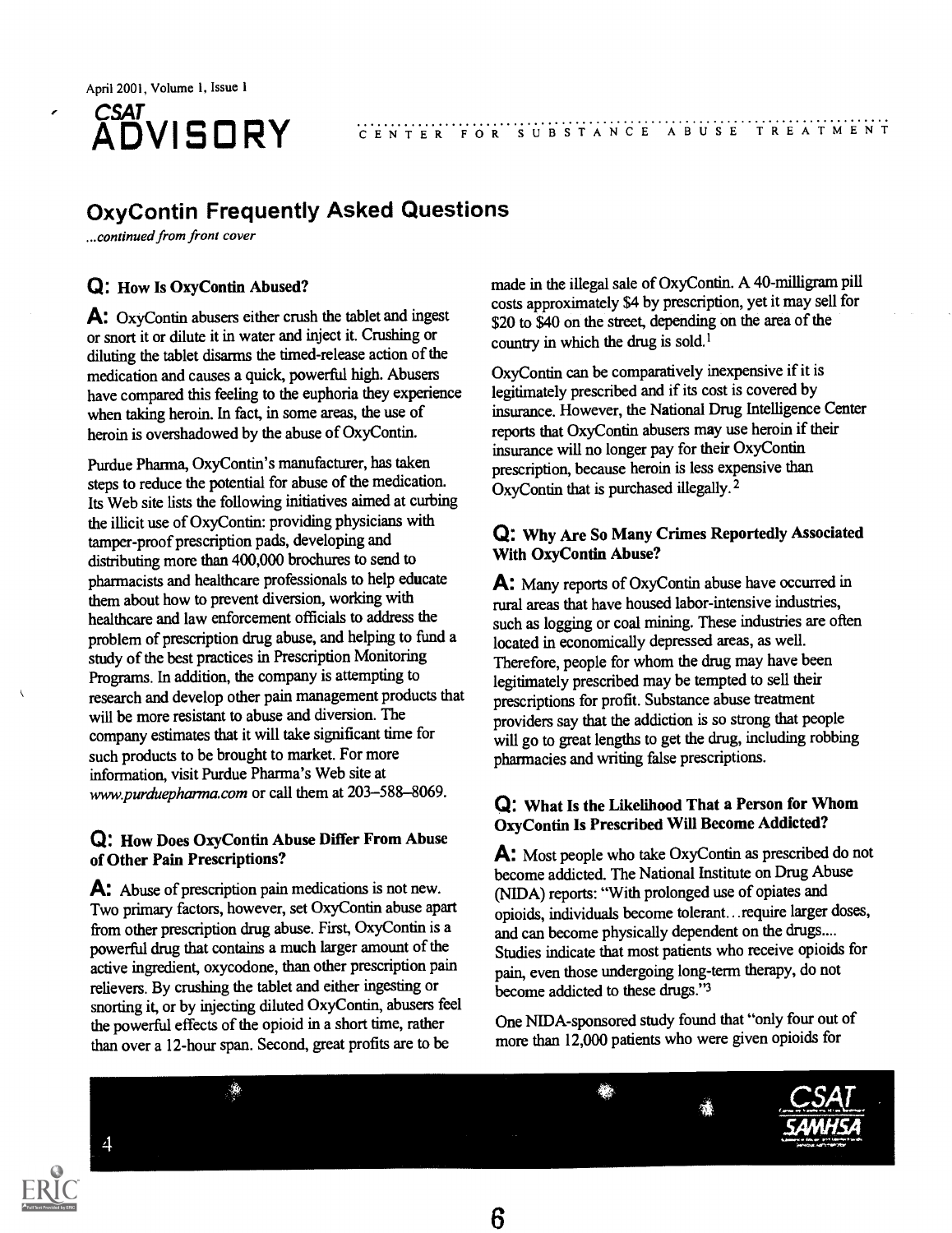# CSAT ADVISORY

CENTER FOR SUBSTANCE ABUSE TREATMENT

## OxyContin Frequently Asked Questions

*...continued from front cover*

### Q: How Is OxyContin Abused?

**A:** OxyContin abusers either crush the tablet and ingest or snort it or dilute it in water and inject it. Crushing or diluting the tablet disarms the timed-release action of the medication and causes a quick, powerful high. Abusers have compared this feeling to the euphoria they experience when taking heroin. In fact, in some areas, the use of heroin is overshadowed by the abuse of OxyContin.

Purdue Pharma, OxyContin's manufacturer, has taken steps to reduce the potential for abuse of the medication. Its Web site lists the following initiatives aimed at curbing the illicit use of OxyContin: providing physicians with tamper-proof prescription pads, developing and distributing more than 400,000 brochures to send to pharmacists and healthcare professionals to help educate them about how to prevent diversion, working with healthcare and law enforcement officials to address the problem of prescription drug abuse, and helping to fund a study of the best practices in Prescription Monitoring Programs. In addition, the company is attempting to research and develop other pain management products that will be more resistant to abuse and diversion. The company estimates that it will take significant time for such products to be brought to market. For more information, visit Purdue Pharma's Web site at *www.purduepharma.com* or call them at 203–588–8069.

### Q: How Does OxyContin Abuse Differ From Abuse of Other Pain Prescriptions?

**A:** Abuse of prescription pain medications is not new. Two primary factors, however, set OxyContin abuse apart from other prescription drug abuse. First, OxyContin is a powerful drug that contains a much larger amount of the active ingredient, oxycodone, than other prescription pain relievers. By crushing the tablet and either ingesting or snorting it, or by injecting diluted OxyContin, abusers feel the powerful effects of the opioid in a short time, rather than over a 12-hour span. Second, great profits are to be made in the illegal sale of OxyContin. A 40-milligram pill costs approximately $4 by prescription, yet it may sell for $20 to $40 on the street, depending on the area of the country in which the drug is sold.[1]

OxyContin can be comparatively inexpensive if it is legitimately prescribed and if its cost is covered by insurance. However, the National Drug Intelligence Center reports that OxyContin abusers may use heroin if their insurance will no longer pay for their OxyContin prescription, because heroin is less expensive than OxyContin that is purchased illegally.[2]

### Q: Why Are So Many Crimes Reportedly Associated With OxyContin Abuse?

**A:** Many reports of OxyContin abuse have occurred in rural areas that have housed labor-intensive industries, such as logging or coal mining. These industries are often located in economically depressed areas, as well. Therefore, people for whom the drug may have been legitimately prescribed may be tempted to sell their prescriptions for profit. Substance abuse treatment providers say that the addiction is so strong that people will go to great lengths to get the drug, including robbing pharmacies and writing false prescriptions.

### Q: What Is the Likelihood That a Person for Whom OxyContin Is Prescribed Will Become Addicted?

**A:** Most people who take OxyContin as prescribed do not become addicted. The National Institute on Drug Abuse (NIDA) reports: "With prolonged use of opiates and opioids, individuals become tolerant...require larger doses, and can become physically dependent on the drugs.... Studies indicate that most patients who receive opioids for pain, even those undergoing long-term therapy, do not become addicted to these drugs."[3]

One NIDA-sponsored study found that "only four out of more than 12,000 patients who were given opioids for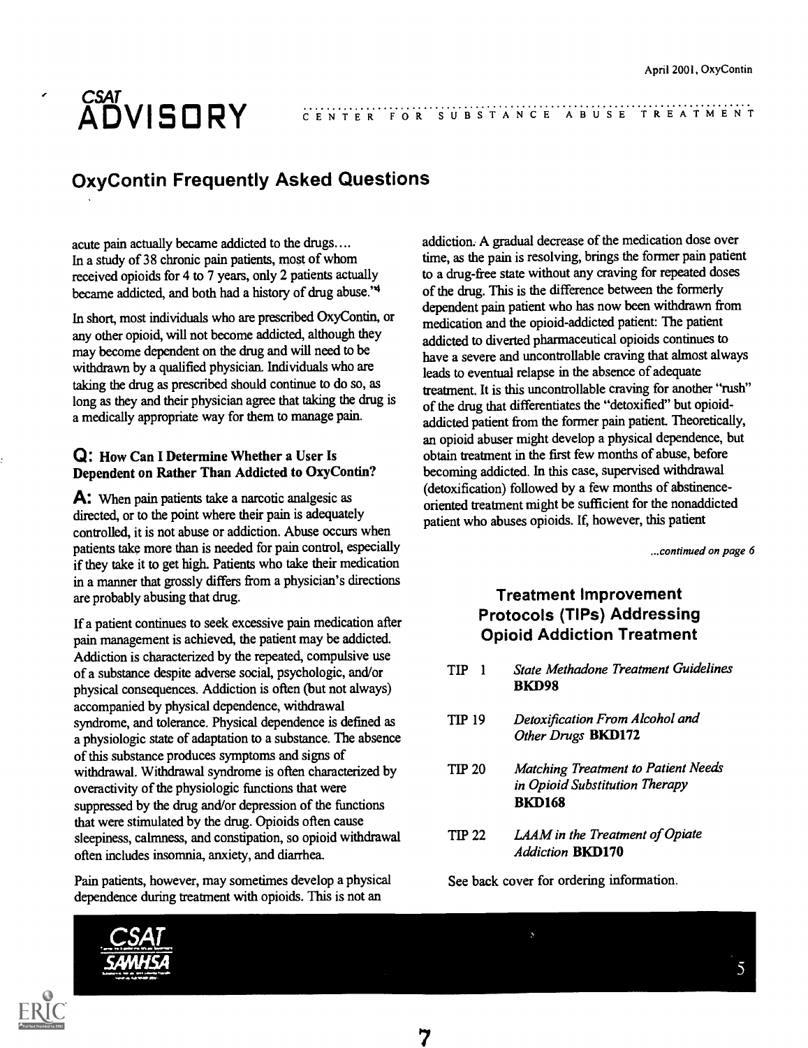## OxyContin Frequently Asked Questions

acute pain actually became addicted to the drugs.... In a study of 38 chronic pain patients, most of whom received opioids for 4 to 7 years, only 2 patients actually became addicted, and both had a history of drug abuse."[4]

In short, most individuals who are prescribed OxyContin, or any other opioid, will not become addicted, although they may become dependent on the drug and will need to be withdrawn by a qualified physician. Individuals who are taking the drug as prescribed should continue to do so, as long as they and their physician agree that taking the drug is a medically appropriate way for them to manage pain.

### Q: How Can I Determine Whether a User Is Dependent on Rather Than Addicted to OxyContin?

**A:** When pain patients take a narcotic analgesic as directed, or to the point where their pain is adequately controlled, it is not abuse or addiction. Abuse occurs when patients take more than is needed for pain control, especially if they take it to get high. Patients who take their medication in a manner that grossly differs from a physician's directions are probably abusing that drug.

If a patient continues to seek excessive pain medication after pain management is achieved, the patient may be addicted. Addiction is characterized by the repeated, compulsive use of a substance despite adverse social, psychologic, and/or physical consequences. Addiction is often (but not always) accompanied by physical dependence, withdrawal syndrome, and tolerance. Physical dependence is defined as a physiologic state of adaptation to a substance. The absence of this substance produces symptoms and signs of withdrawal. Withdrawal syndrome is often characterized by overactivity of the physiologic functions that were suppressed by the drug and/or depression of the functions that were stimulated by the drug. Opioids often cause sleepiness, calmness, and constipation, so opioid withdrawal often includes insomnia, anxiety, and diarrhea.

Pain patients, however, may sometimes develop a physical dependence during treatment with opioids. This is not an addiction. A gradual decrease of the medication dose over time, as the pain is resolving, brings the former pain patient to a drug-free state without any craving for repeated doses of the drug. This is the difference between the formerly dependent pain patient who has now been withdrawn from medication and the opioid-addicted patient: The patient addicted to diverted pharmaceutical opioids continues to have a severe and uncontrollable craving that almost always leads to eventual relapse in the absence of adequate treatment. It is this uncontrollable craving for another "rush" of the drug that differentiates the "detoxified" but opioid-addicted patient from the former pain patient. Theoretically, an opioid abuser might develop a physical dependence, but obtain treatment in the first few months of abuse, before becoming addicted. In this case, supervised withdrawal (detoxification) followed by a few months of abstinence-oriented treatment might be sufficient for the nonaddicted patient who abuses opioids. If, however, this patient

*...continued on page 6*

### Treatment Improvement Protocols (TIPs) Addressing Opioid Addiction Treatment

| | |
|---|---|
| TIP 1 | *State Methadone Treatment Guidelines* **BKD98** |
| TIP 19 | *Detoxification From Alcohol and Other Drugs* **BKD172** |
| TIP 20 | *Matching Treatment to Patient Needs in Opioid Substitution Therapy* **BKD168** |
| TIP 22 | *LAAM in the Treatment of Opiate Addiction* **BKD170** |

See back cover for ordering information.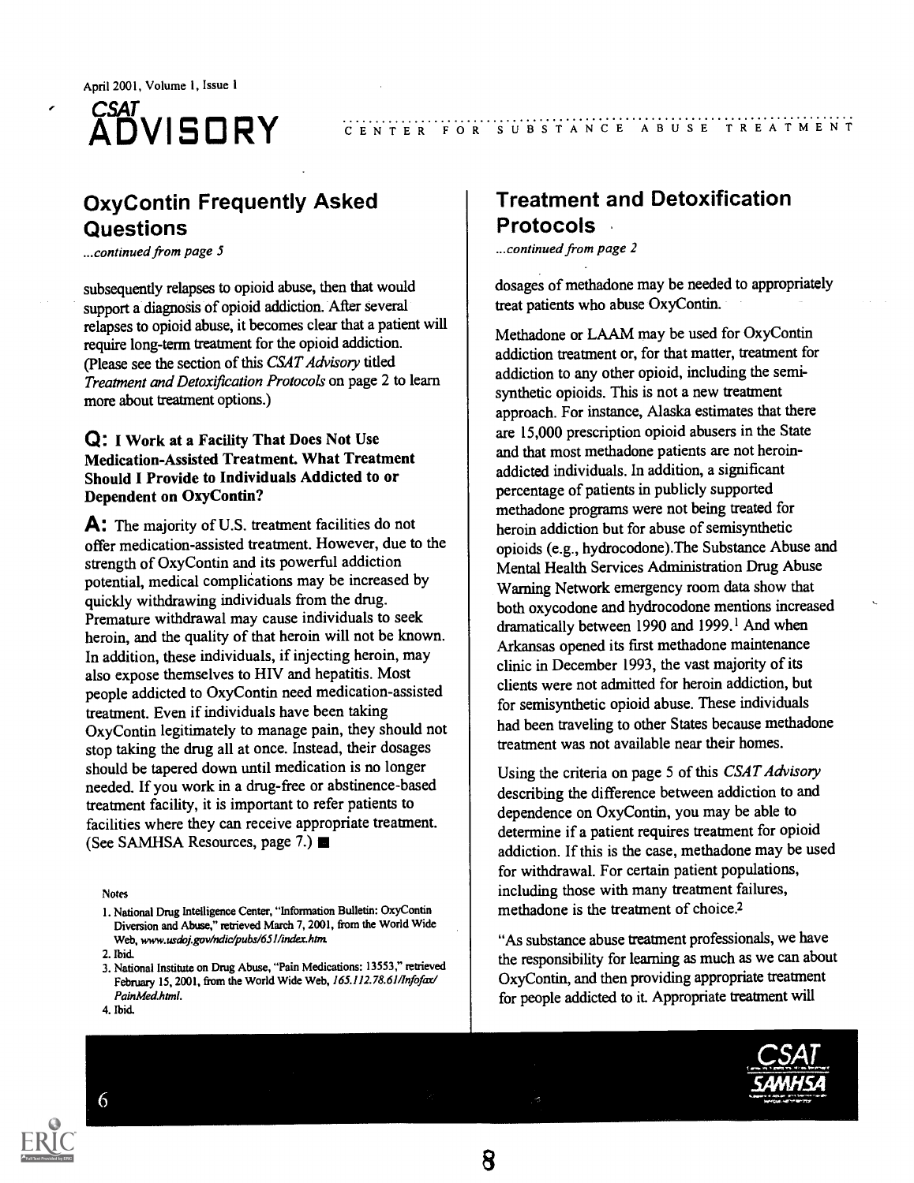## OxyContin Frequently Asked Questions

*...continued from page 5*

subsequently relapses to opioid abuse, then that would support a diagnosis of opioid addiction. After several relapses to opioid abuse, it becomes clear that a patient will require long-term treatment for the opioid addiction. (Please see the section of this *CSAT Advisory* titled *Treatment and Detoxification Protocols* on page 2 to learn more about treatment options.)

### Q: I Work at a Facility That Does Not Use Medication-Assisted Treatment. What Treatment Should I Provide to Individuals Addicted to or Dependent on OxyContin?

**A:** The majority of U.S. treatment facilities do not offer medication-assisted treatment. However, due to the strength of OxyContin and its powerful addiction potential, medical complications may be increased by quickly withdrawing individuals from the drug. Premature withdrawal may cause individuals to seek heroin, and the quality of that heroin will not be known. In addition, these individuals, if injecting heroin, may also expose themselves to HIV and hepatitis. Most people addicted to OxyContin need medication-assisted treatment. Even if individuals have been taking OxyContin legitimately to manage pain, they should not stop taking the drug all at once. Instead, their dosages should be tapered down until medication is no longer needed. If you work in a drug-free or abstinence-based treatment facility, it is important to refer patients to facilities where they can receive appropriate treatment. (See SAMHSA Resources, page 7.) ■

Notes

1. National Drug Intelligence Center, "Information Bulletin: OxyContin Diversion and Abuse," retrieved March 7, 2001, from the World Wide Web, *www.usdoj.gov/ndic/pubs/651/index.htm.*
2. Ibid.
3. National Institute on Drug Abuse, "Pain Medications: 13553," retrieved February 15, 2001, from the World Wide Web, *165.112.78.61/Infofax/PainMed.html.*
4. Ibid.

## Treatment and Detoxification Protocols

*...continued from page 2*

dosages of methadone may be needed to appropriately treat patients who abuse OxyContin.

Methadone or LAAM may be used for OxyContin addiction treatment or, for that matter, treatment for addiction to any other opioid, including the semi-synthetic opioids. This is not a new treatment approach. For instance, Alaska estimates that there are 15,000 prescription opioid abusers in the State and that most methadone patients are not heroin-addicted individuals. In addition, a significant percentage of patients in publicly supported methadone programs were not being treated for heroin addiction but for abuse of semisynthetic opioids (e.g., hydrocodone).The Substance Abuse and Mental Health Services Administration Drug Abuse Warning Network emergency room data show that both oxycodone and hydrocodone mentions increased dramatically between 1990 and 1999.[1] And when Arkansas opened its first methadone maintenance clinic in December 1993, the vast majority of its clients were not admitted for heroin addiction, but for semisynthetic opioid abuse. These individuals had been traveling to other States because methadone treatment was not available near their homes.

Using the criteria on page 5 of this *CSAT Advisory* describing the difference between addiction to and dependence on OxyContin, you may be able to determine if a patient requires treatment for opioid addiction. If this is the case, methadone may be used for withdrawal. For certain patient populations, including those with many treatment failures, methadone is the treatment of choice.[2]

"As substance abuse treatment professionals, we have the responsibility for learning as much as we can about OxyContin, and then providing appropriate treatment for people addicted to it. Appropriate treatment will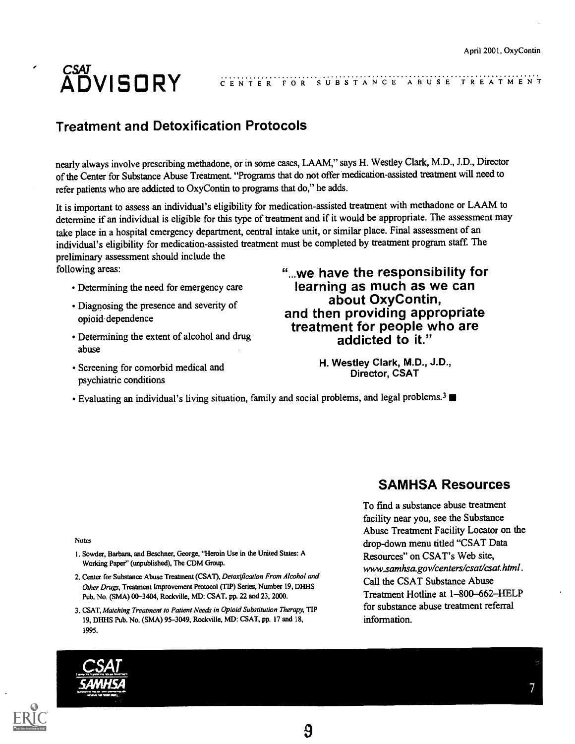## Treatment and Detoxification Protocols

nearly always involve prescribing methadone, or in some cases, LAAM," says H. Westley Clark, M.D., J.D., Director of the Center for Substance Abuse Treatment. "Programs that do not offer medication-assisted treatment will need to refer patients who are addicted to OxyContin to programs that do," he adds.

It is important to assess an individual's eligibility for medication-assisted treatment with methadone or LAAM to determine if an individual is eligible for this type of treatment and if it would be appropriate. The assessment may take place in a hospital emergency department, central intake unit, or similar place. Final assessment of an individual's eligibility for medication-assisted treatment must be completed by treatment program staff. The preliminary assessment should include the following areas:

- Determining the need for emergency care
- Diagnosing the presence and severity of opioid dependence
- Determining the extent of alcohol and drug abuse
- Screening for comorbid medical and psychiatric conditions
- Evaluating an individual's living situation, family and social problems, and legal problems.[3] ■

**"...we have the responsibility for learning as much as we can about OxyContin, and then providing appropriate treatment for people who are addicted to it."**

**H. Westley Clark, M.D., J.D., Director, CSAT**

Notes

1. Sowder, Barbara, and Beschner, George, "Heroin Use in the United States: A Working Paper" (unpublished), The CDM Group.
2. Center for Substance Abuse Treatment (CSAT), *Detoxification From Alcohol and Other Drugs*, Treatment Improvement Protocol (TIP) Series, Number 19, DHHS Pub. No. (SMA) 00–3404, Rockville, MD: CSAT, pp. 22 and 23, 2000.
3. CSAT, *Matching Treatment to Patient Needs in Opioid Substitution Therapy*, TIP 19, DHHS Pub. No. (SMA) 95–3049, Rockville, MD: CSAT, pp. 17 and 18, 1995.

## SAMHSA Resources

To find a substance abuse treatment facility near you, see the Substance Abuse Treatment Facility Locator on the drop-down menu titled "CSAT Data Resources" on CSAT's Web site, *www.samhsa.gov/centers/csat/csat.html*. Call the CSAT Substance Abuse Treatment Hotline at 1–800–662–HELP for substance abuse treatment referral information.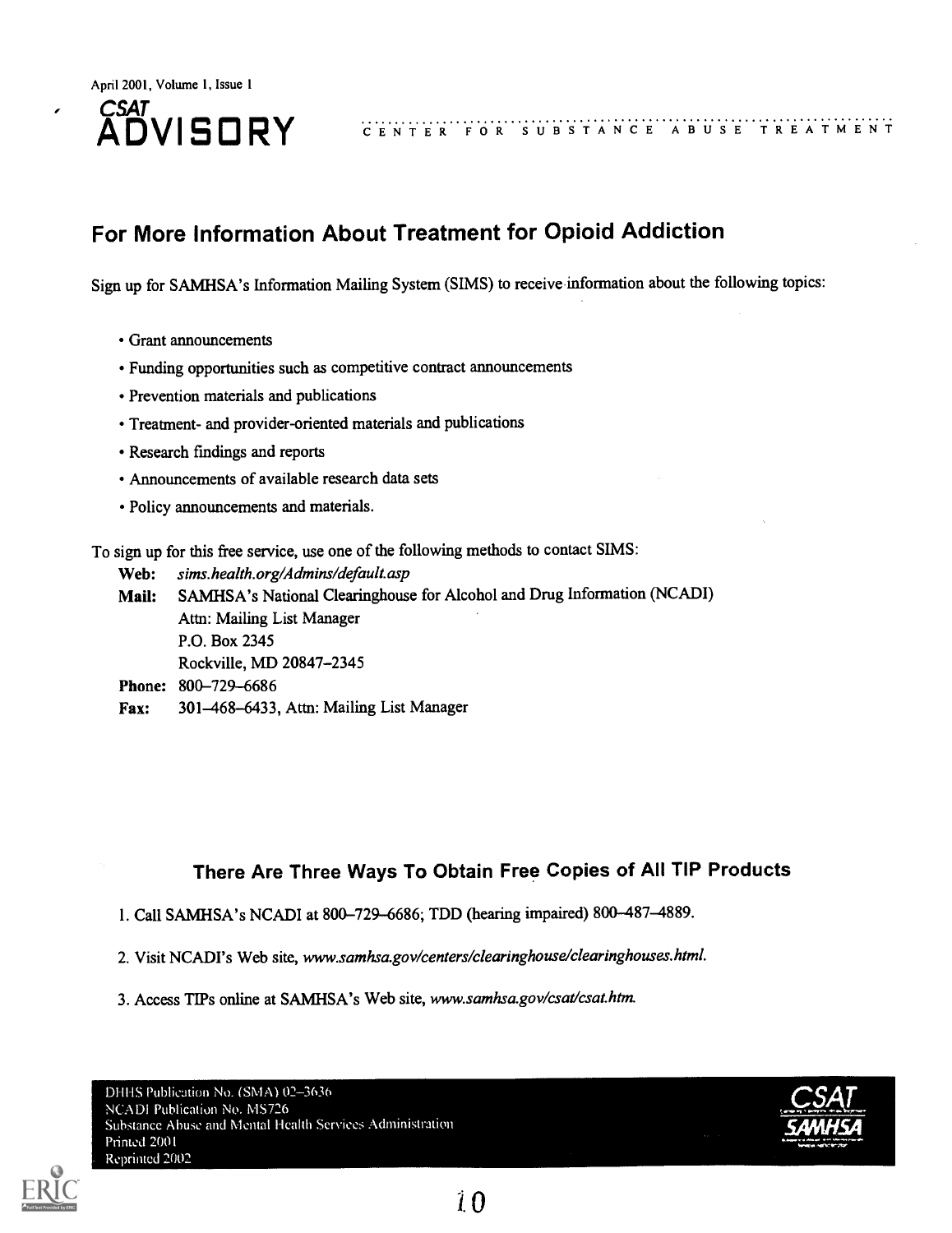April 2001, Volume 1, Issue 1

CSAT ADVISORY — CENTER FOR SUBSTANCE ABUSE TREATMENT

## For More Information About Treatment for Opioid Addiction

Sign up for SAMHSA's Information Mailing System (SIMS) to receive information about the following topics:

- Grant announcements
- Funding opportunities such as competitive contract announcements
- Prevention materials and publications
- Treatment- and provider-oriented materials and publications
- Research findings and reports
- Announcements of available research data sets
- Policy announcements and materials.

To sign up for this free service, use one of the following methods to contact SIMS:

**Web:** *sims.health.org/Admins/default.asp*

**Mail:** SAMHSA's National Clearinghouse for Alcohol and Drug Information (NCADI)
Attn: Mailing List Manager
P.O. Box 2345
Rockville, MD 20847–2345

**Phone:** 800–729–6686

**Fax:** 301–468–6433, Attn: Mailing List Manager

### There Are Three Ways To Obtain Free Copies of All TIP Products

1. Call SAMHSA's NCADI at 800–729–6686; TDD (hearing impaired) 800–487–4889.
2. Visit NCADI's Web site, *www.samhsa.gov/centers/clearinghouse/clearinghouses.html.*
3. Access TIPs online at SAMHSA's Web site, *www.samhsa.gov/csat/csat.htm.*

DHHS Publication No. (SMA) 02–3636
NCADI Publication No. MS726
Substance Abuse and Mental Health Services Administration
Printed 2001
Reprinted 2002

CSAT SAMHSA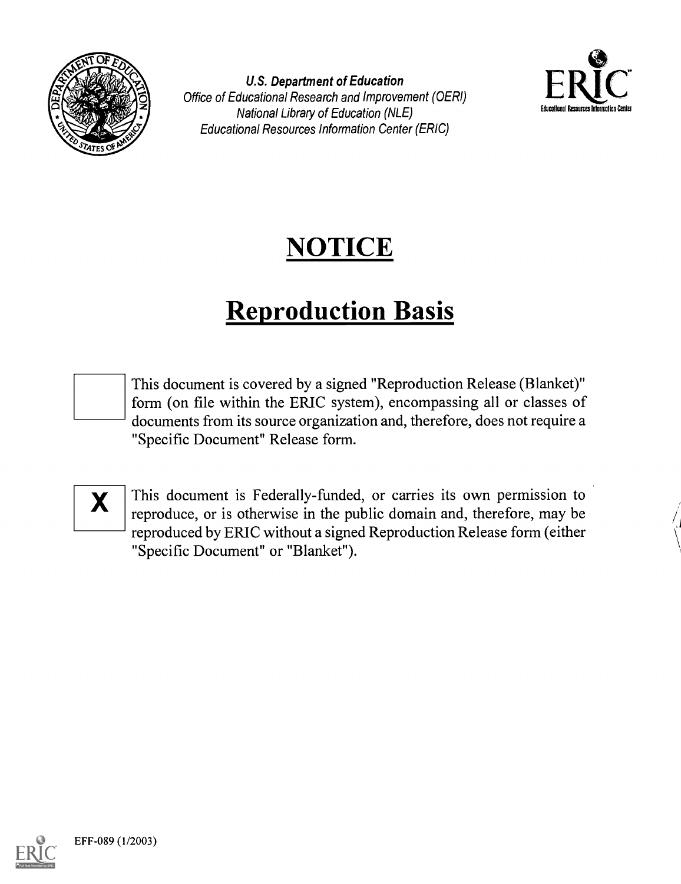U.S. Department of Education
Office of Educational Research and Improvement (OERI)
National Library of Education (NLE)
Educational Resources Information Center (ERIC)

# NOTICE

# Reproduction Basis

☐ This document is covered by a signed "Reproduction Release (Blanket)" form (on file within the ERIC system), encompassing all or classes of documents from its source organization and, therefore, does not require a "Specific Document" Release form.

☒ This document is Federally-funded, or carries its own permission to reproduce, or is otherwise in the public domain and, therefore, may be reproduced by ERIC without a signed Reproduction Release form (either "Specific Document" or "Blanket").

EFF-089 (1/2003)